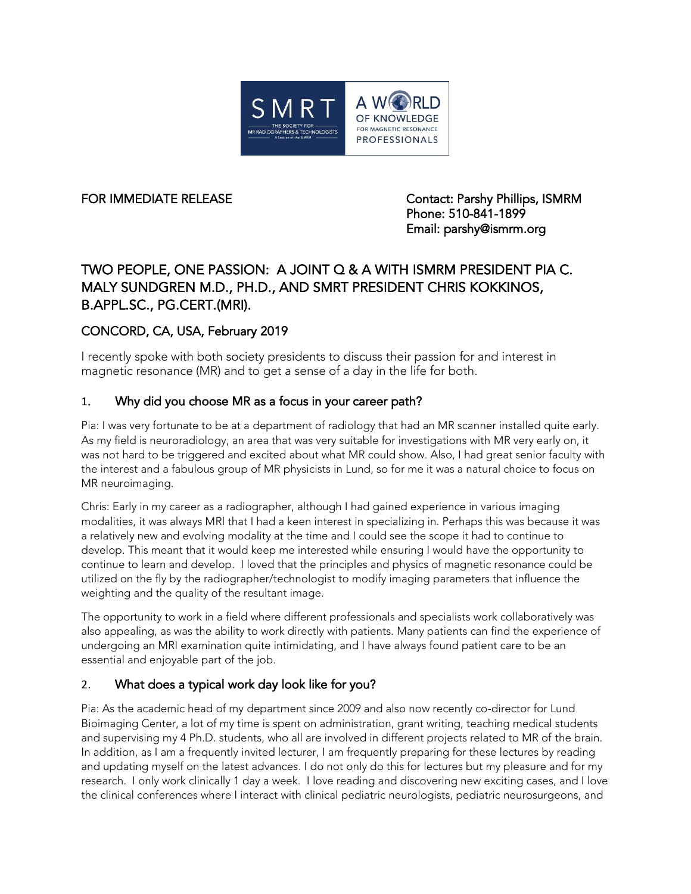FOR IMMEDIATE RELEASE

Contact: Parshy Phillips, ISMRM
Phone: 510-841-1899
Email: parshy@ismrm.org

# TWO PEOPLE, ONE PASSION: A JOINT Q & A WITH ISMRM PRESIDENT PIA C. MALY SUNDGREN M.D., PH.D., AND SMRT PRESIDENT CHRIS KOKKINOS, B.APPL.SC., PG.CERT.(MRI).

## CONCORD, CA, USA, February 2019

I recently spoke with both society presidents to discuss their passion for and interest in magnetic resonance (MR) and to get a sense of a day in the life for both.

### 1. Why did you choose MR as a focus in your career path?

Pia: I was very fortunate to be at a department of radiology that had an MR scanner installed quite early. As my field is neuroradiology, an area that was very suitable for investigations with MR very early on, it was not hard to be triggered and excited about what MR could show. Also, I had great senior faculty with the interest and a fabulous group of MR physicists in Lund, so for me it was a natural choice to focus on MR neuroimaging.

Chris: Early in my career as a radiographer, although I had gained experience in various imaging modalities, it was always MRI that I had a keen interest in specializing in. Perhaps this was because it was a relatively new and evolving modality at the time and I could see the scope it had to continue to develop. This meant that it would keep me interested while ensuring I would have the opportunity to continue to learn and develop. I loved that the principles and physics of magnetic resonance could be utilized on the fly by the radiographer/technologist to modify imaging parameters that influence the weighting and the quality of the resultant image.

The opportunity to work in a field where different professionals and specialists work collaboratively was also appealing, as was the ability to work directly with patients. Many patients can find the experience of undergoing an MRI examination quite intimidating, and I have always found patient care to be an essential and enjoyable part of the job.

### 2. What does a typical work day look like for you?

Pia: As the academic head of my department since 2009 and also now recently co-director for Lund Bioimaging Center, a lot of my time is spent on administration, grant writing, teaching medical students and supervising my 4 Ph.D. students, who all are involved in different projects related to MR of the brain. In addition, as I am a frequently invited lecturer, I am frequently preparing for these lectures by reading and updating myself on the latest advances. I do not only do this for lectures but my pleasure and for my research. I only work clinically 1 day a week. I love reading and discovering new exciting cases, and I love the clinical conferences where I interact with clinical pediatric neurologists, pediatric neurosurgeons, and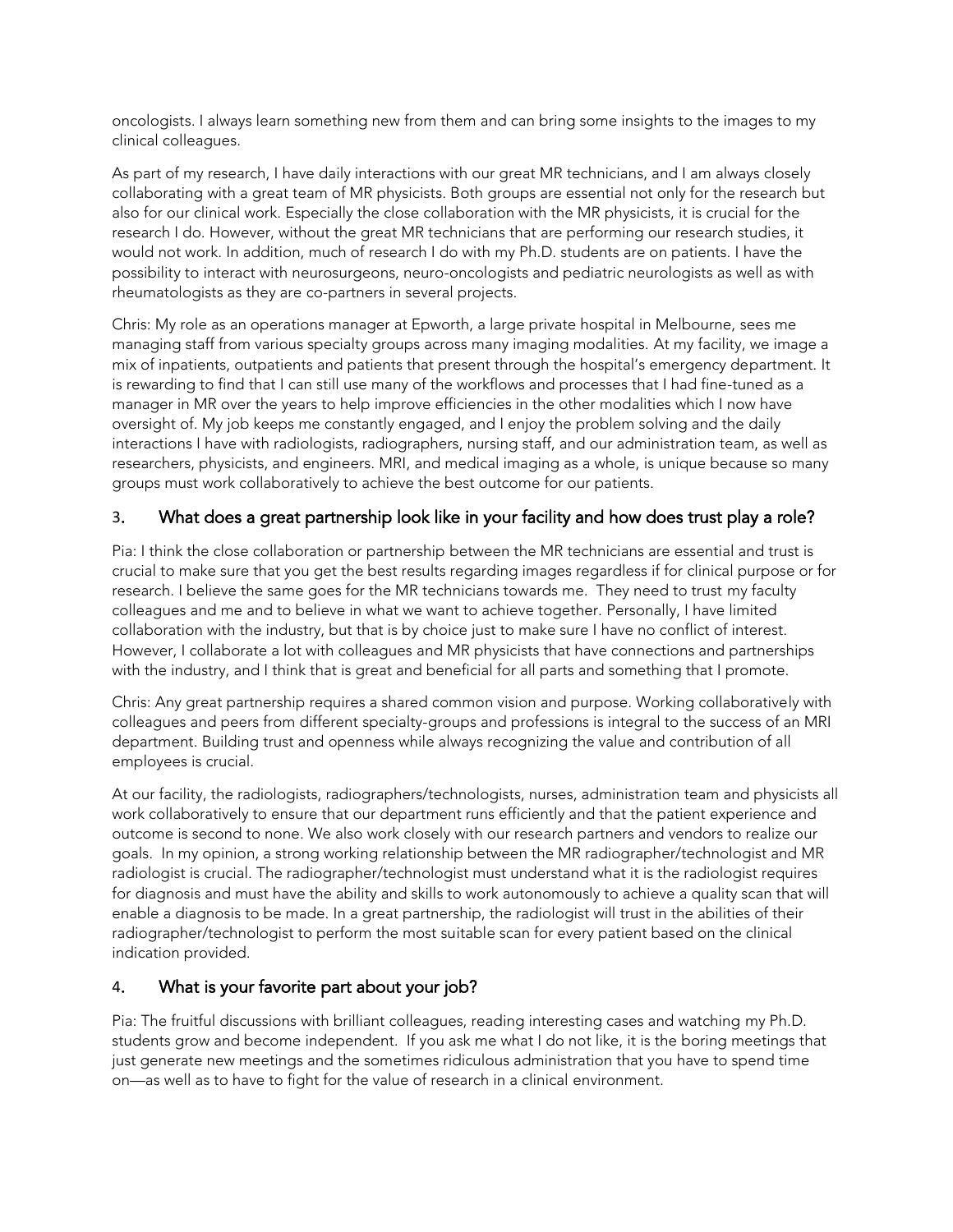oncologists. I always learn something new from them and can bring some insights to the images to my clinical colleagues.

As part of my research, I have daily interactions with our great MR technicians, and I am always closely collaborating with a great team of MR physicists. Both groups are essential not only for the research but also for our clinical work. Especially the close collaboration with the MR physicists, it is crucial for the research I do. However, without the great MR technicians that are performing our research studies, it would not work. In addition, much of research I do with my Ph.D. students are on patients. I have the possibility to interact with neurosurgeons, neuro-oncologists and pediatric neurologists as well as with rheumatologists as they are co-partners in several projects.

Chris: My role as an operations manager at Epworth, a large private hospital in Melbourne, sees me managing staff from various specialty groups across many imaging modalities. At my facility, we image a mix of inpatients, outpatients and patients that present through the hospital's emergency department. It is rewarding to find that I can still use many of the workflows and processes that I had fine-tuned as a manager in MR over the years to help improve efficiencies in the other modalities which I now have oversight of. My job keeps me constantly engaged, and I enjoy the problem solving and the daily interactions I have with radiologists, radiographers, nursing staff, and our administration team, as well as researchers, physicists, and engineers. MRI, and medical imaging as a whole, is unique because so many groups must work collaboratively to achieve the best outcome for our patients.

## 3. What does a great partnership look like in your facility and how does trust play a role?

Pia: I think the close collaboration or partnership between the MR technicians are essential and trust is crucial to make sure that you get the best results regarding images regardless if for clinical purpose or for research. I believe the same goes for the MR technicians towards me. They need to trust my faculty colleagues and me and to believe in what we want to achieve together. Personally, I have limited collaboration with the industry, but that is by choice just to make sure I have no conflict of interest. However, I collaborate a lot with colleagues and MR physicists that have connections and partnerships with the industry, and I think that is great and beneficial for all parts and something that I promote.

Chris: Any great partnership requires a shared common vision and purpose. Working collaboratively with colleagues and peers from different specialty-groups and professions is integral to the success of an MRI department. Building trust and openness while always recognizing the value and contribution of all employees is crucial.

At our facility, the radiologists, radiographers/technologists, nurses, administration team and physicists all work collaboratively to ensure that our department runs efficiently and that the patient experience and outcome is second to none. We also work closely with our research partners and vendors to realize our goals. In my opinion, a strong working relationship between the MR radiographer/technologist and MR radiologist is crucial. The radiographer/technologist must understand what it is the radiologist requires for diagnosis and must have the ability and skills to work autonomously to achieve a quality scan that will enable a diagnosis to be made. In a great partnership, the radiologist will trust in the abilities of their radiographer/technologist to perform the most suitable scan for every patient based on the clinical indication provided.

## 4. What is your favorite part about your job?

Pia: The fruitful discussions with brilliant colleagues, reading interesting cases and watching my Ph.D. students grow and become independent. If you ask me what I do not like, it is the boring meetings that just generate new meetings and the sometimes ridiculous administration that you have to spend time on—as well as to have to fight for the value of research in a clinical environment.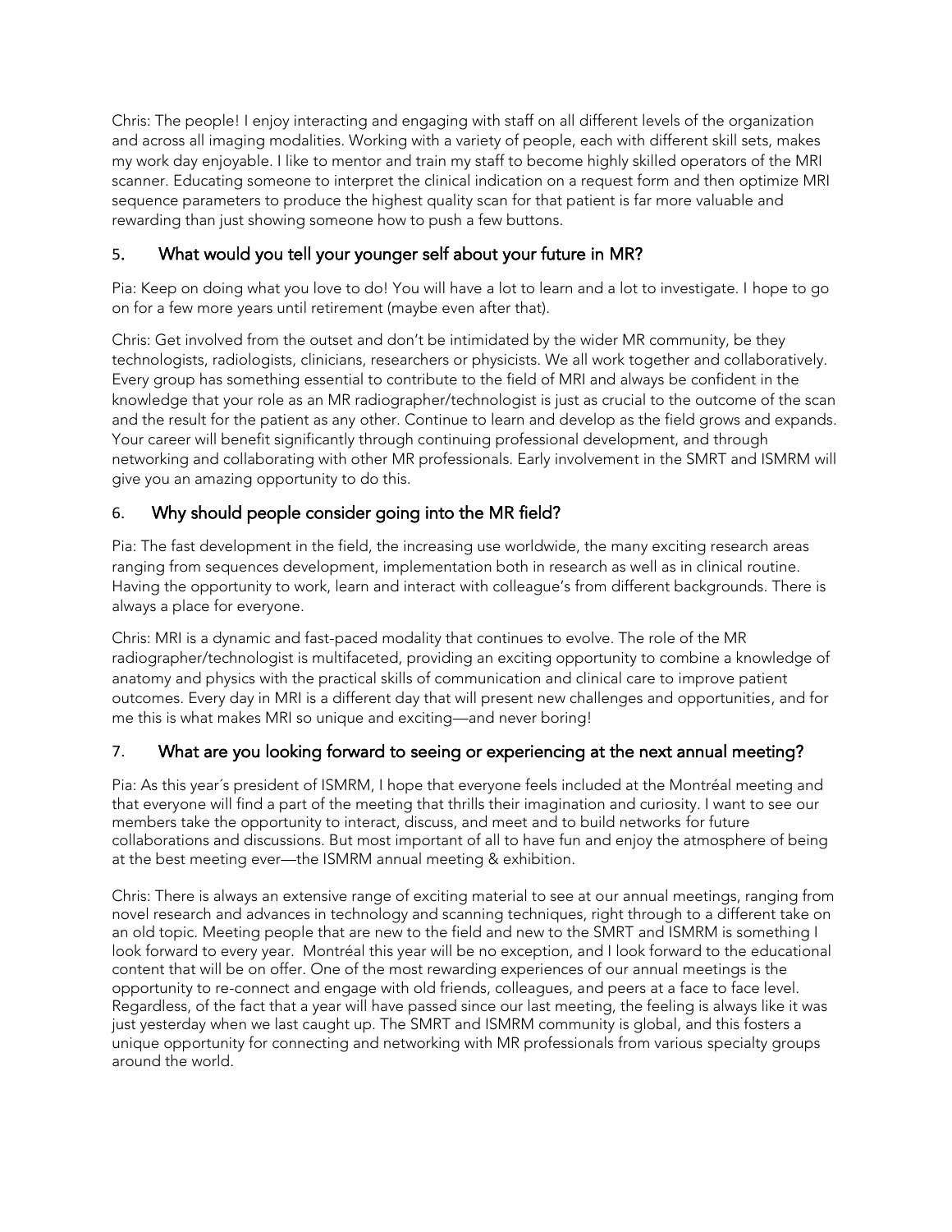Chris: The people! I enjoy interacting and engaging with staff on all different levels of the organization and across all imaging modalities. Working with a variety of people, each with different skill sets, makes my work day enjoyable. I like to mentor and train my staff to become highly skilled operators of the MRI scanner. Educating someone to interpret the clinical indication on a request form and then optimize MRI sequence parameters to produce the highest quality scan for that patient is far more valuable and rewarding than just showing someone how to push a few buttons.

## 5. What would you tell your younger self about your future in MR?

Pia: Keep on doing what you love to do! You will have a lot to learn and a lot to investigate. I hope to go on for a few more years until retirement (maybe even after that).

Chris: Get involved from the outset and don't be intimidated by the wider MR community, be they technologists, radiologists, clinicians, researchers or physicists. We all work together and collaboratively. Every group has something essential to contribute to the field of MRI and always be confident in the knowledge that your role as an MR radiographer/technologist is just as crucial to the outcome of the scan and the result for the patient as any other. Continue to learn and develop as the field grows and expands. Your career will benefit significantly through continuing professional development, and through networking and collaborating with other MR professionals. Early involvement in the SMRT and ISMRM will give you an amazing opportunity to do this.

## 6. Why should people consider going into the MR field?

Pia: The fast development in the field, the increasing use worldwide, the many exciting research areas ranging from sequences development, implementation both in research as well as in clinical routine. Having the opportunity to work, learn and interact with colleague's from different backgrounds. There is always a place for everyone.

Chris: MRI is a dynamic and fast-paced modality that continues to evolve. The role of the MR radiographer/technologist is multifaceted, providing an exciting opportunity to combine a knowledge of anatomy and physics with the practical skills of communication and clinical care to improve patient outcomes. Every day in MRI is a different day that will present new challenges and opportunities, and for me this is what makes MRI so unique and exciting—and never boring!

## 7. What are you looking forward to seeing or experiencing at the next annual meeting?

Pia: As this year´s president of ISMRM, I hope that everyone feels included at the Montréal meeting and that everyone will find a part of the meeting that thrills their imagination and curiosity. I want to see our members take the opportunity to interact, discuss, and meet and to build networks for future collaborations and discussions. But most important of all to have fun and enjoy the atmosphere of being at the best meeting ever—the ISMRM annual meeting & exhibition.

Chris: There is always an extensive range of exciting material to see at our annual meetings, ranging from novel research and advances in technology and scanning techniques, right through to a different take on an old topic. Meeting people that are new to the field and new to the SMRT and ISMRM is something I look forward to every year. Montréal this year will be no exception, and I look forward to the educational content that will be on offer. One of the most rewarding experiences of our annual meetings is the opportunity to re-connect and engage with old friends, colleagues, and peers at a face to face level. Regardless, of the fact that a year will have passed since our last meeting, the feeling is always like it was just yesterday when we last caught up. The SMRT and ISMRM community is global, and this fosters a unique opportunity for connecting and networking with MR professionals from various specialty groups around the world.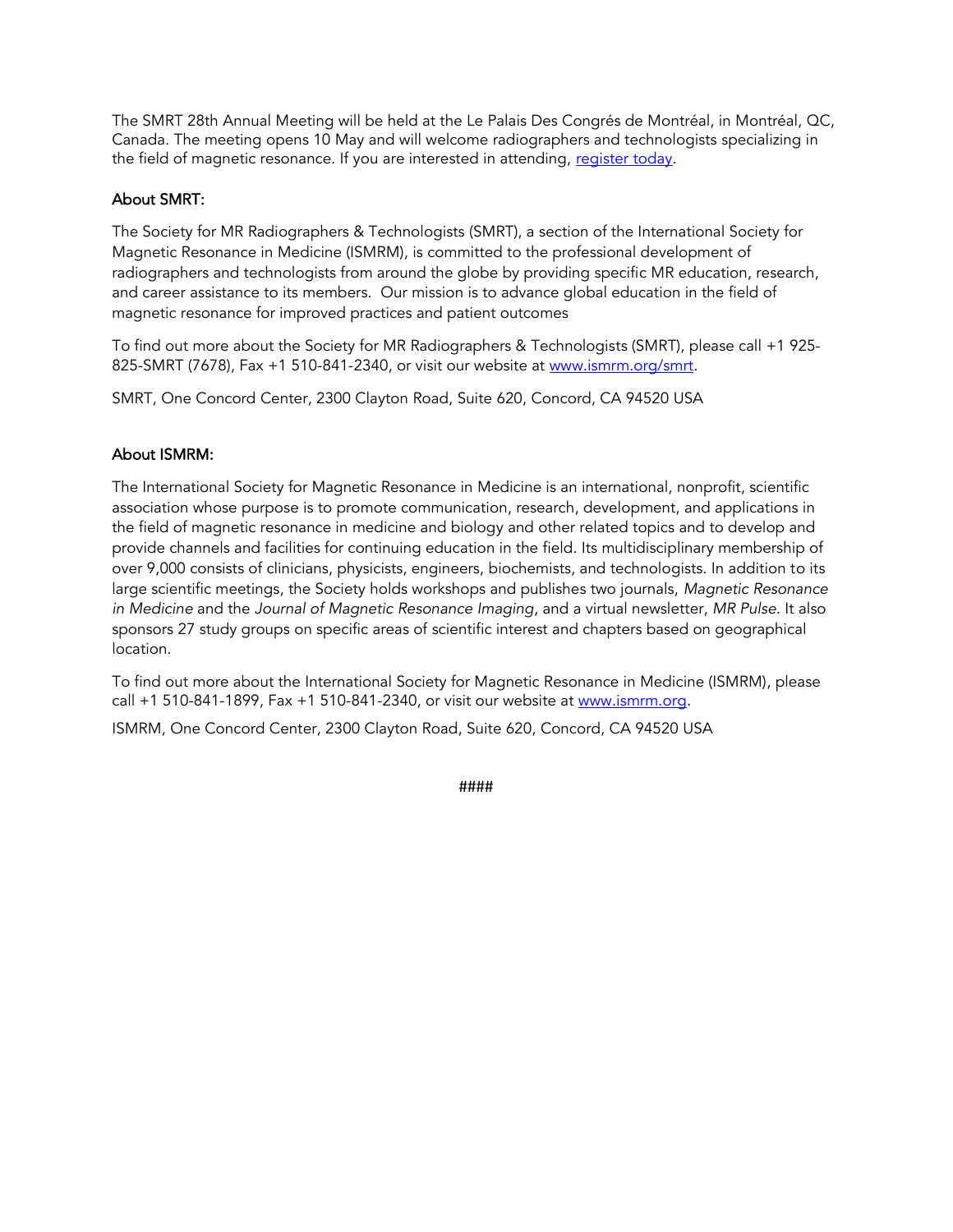The SMRT 28th Annual Meeting will be held at the Le Palais Des Congrés de Montréal, in Montréal, QC, Canada. The meeting opens 10 May and will welcome radiographers and technologists specializing in the field of magnetic resonance. If you are interested in attending, [register today](register today).

### About SMRT:

The Society for MR Radiographers & Technologists (SMRT), a section of the International Society for Magnetic Resonance in Medicine (ISMRM), is committed to the professional development of radiographers and technologists from around the globe by providing specific MR education, research, and career assistance to its members. Our mission is to advance global education in the field of magnetic resonance for improved practices and patient outcomes

To find out more about the Society for MR Radiographers & Technologists (SMRT), please call +1 925-825-SMRT (7678), Fax +1 510-841-2340, or visit our website at [www.ismrm.org/smrt](www.ismrm.org/smrt).

SMRT, One Concord Center, 2300 Clayton Road, Suite 620, Concord, CA 94520 USA

### About ISMRM:

The International Society for Magnetic Resonance in Medicine is an international, nonprofit, scientific association whose purpose is to promote communication, research, development, and applications in the field of magnetic resonance in medicine and biology and other related topics and to develop and provide channels and facilities for continuing education in the field. Its multidisciplinary membership of over 9,000 consists of clinicians, physicists, engineers, biochemists, and technologists. In addition to its large scientific meetings, the Society holds workshops and publishes two journals, *Magnetic Resonance in Medicine* and the *Journal of Magnetic Resonance Imaging*, and a virtual newsletter, *MR Pulse*. It also sponsors 27 study groups on specific areas of scientific interest and chapters based on geographical location.

To find out more about the International Society for Magnetic Resonance in Medicine (ISMRM), please call +1 510-841-1899, Fax +1 510-841-2340, or visit our website at [www.ismrm.org](www.ismrm.org).

ISMRM, One Concord Center, 2300 Clayton Road, Suite 620, Concord, CA 94520 USA

####